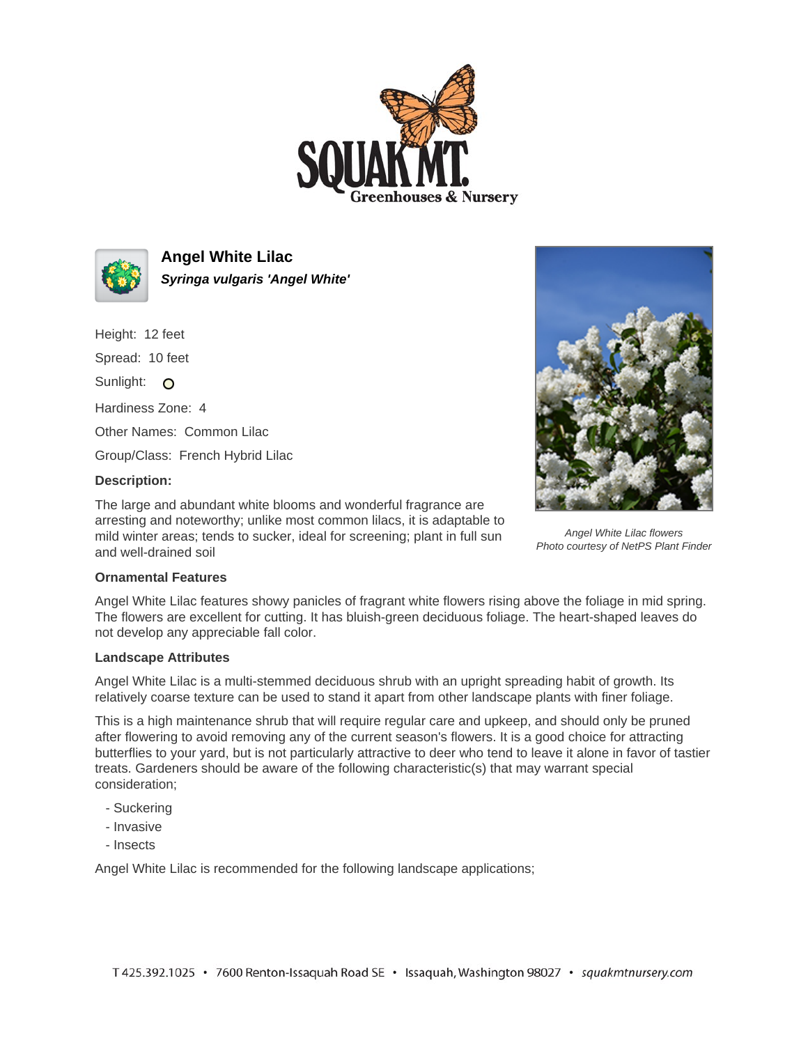# Angel White Lilac

***Syringa vulgaris 'Angel White'***

Height: 12 feet

Spread: 10 feet

Sunlight: ○

Hardiness Zone: 4

Other Names: Common Lilac

Group/Class: French Hybrid Lilac

**Description:**

The large and abundant white blooms and wonderful fragrance are arresting and noteworthy; unlike most common lilacs, it is adaptable to mild winter areas; tends to sucker, ideal for screening; plant in full sun and well-drained soil

*Angel White Lilac flowers*
*Photo courtesy of NetPS Plant Finder*

**Ornamental Features**

Angel White Lilac features showy panicles of fragrant white flowers rising above the foliage in mid spring. The flowers are excellent for cutting. It has bluish-green deciduous foliage. The heart-shaped leaves do not develop any appreciable fall color.

**Landscape Attributes**

Angel White Lilac is a multi-stemmed deciduous shrub with an upright spreading habit of growth. Its relatively coarse texture can be used to stand it apart from other landscape plants with finer foliage.

This is a high maintenance shrub that will require regular care and upkeep, and should only be pruned after flowering to avoid removing any of the current season's flowers. It is a good choice for attracting butterflies to your yard, but is not particularly attractive to deer who tend to leave it alone in favor of tastier treats. Gardeners should be aware of the following characteristic(s) that may warrant special consideration;

- Suckering
- Invasive
- Insects

Angel White Lilac is recommended for the following landscape applications;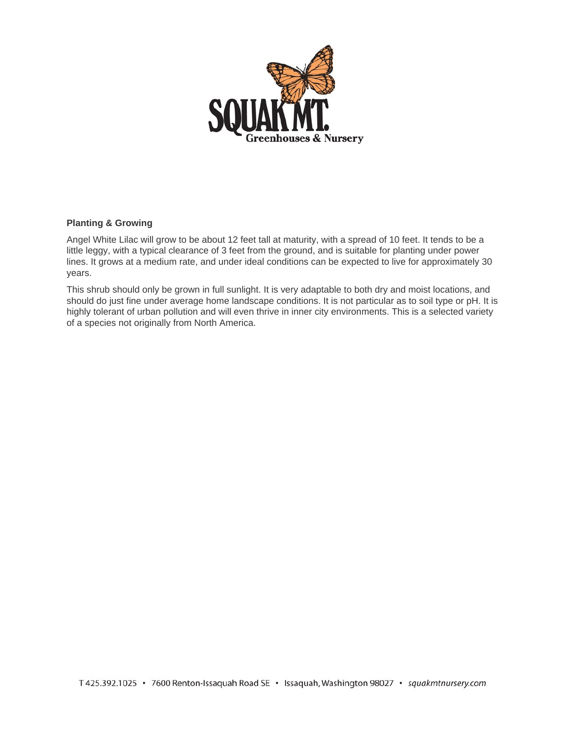### Planting & Growing

Angel White Lilac will grow to be about 12 feet tall at maturity, with a spread of 10 feet. It tends to be a little leggy, with a typical clearance of 3 feet from the ground, and is suitable for planting under power lines. It grows at a medium rate, and under ideal conditions can be expected to live for approximately 30 years.

This shrub should only be grown in full sunlight. It is very adaptable to both dry and moist locations, and should do just fine under average home landscape conditions. It is not particular as to soil type or pH. It is highly tolerant of urban pollution and will even thrive in inner city environments. This is a selected variety of a species not originally from North America.